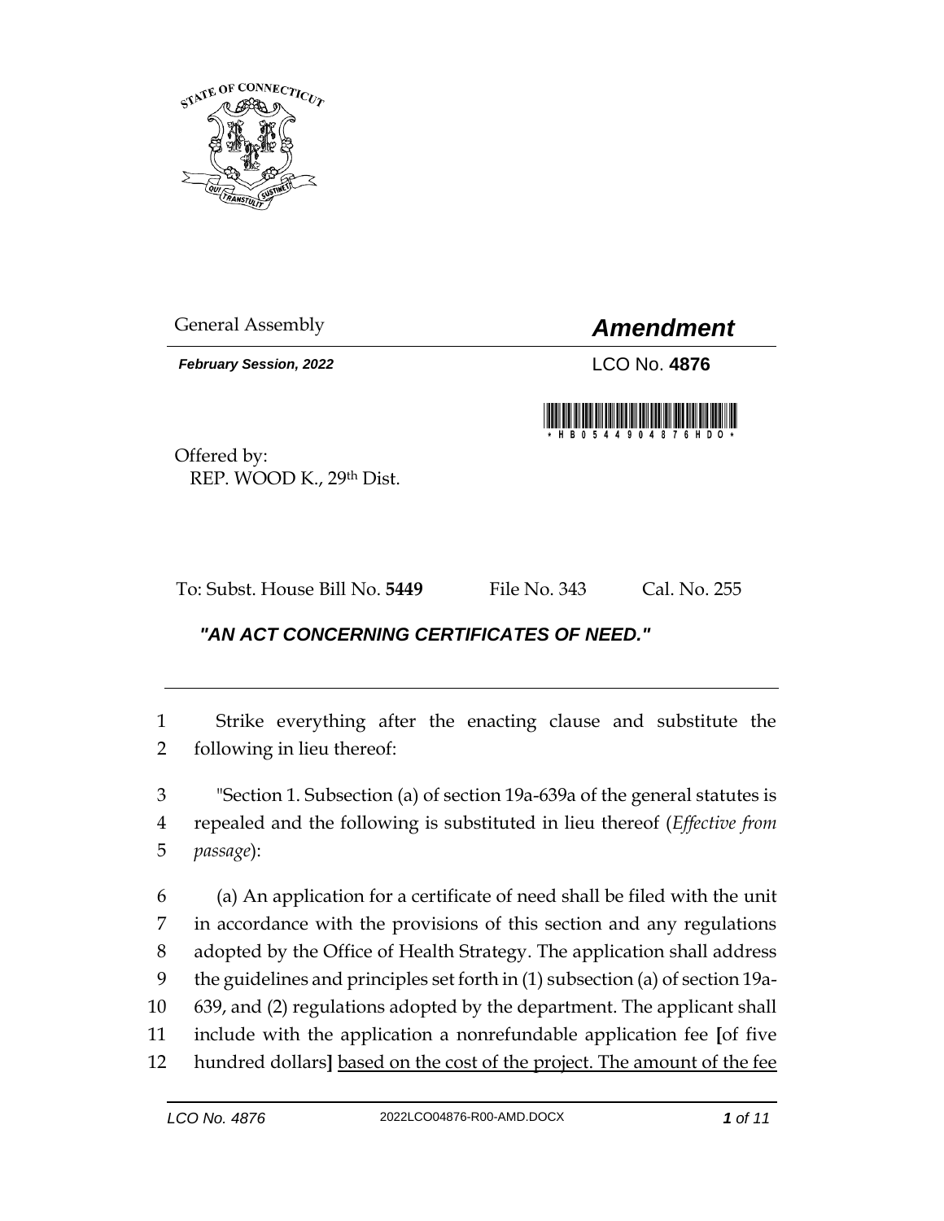General Assembly

# *Amendment*

***February Session, 2022***

LCO No. **4876**

Offered by:
REP. WOOD K., 29th Dist.

To: Subst. House Bill No. **5449** File No. 343 Cal. No. 255

## *"AN ACT CONCERNING CERTIFICATES OF NEED."*

1 Strike everything after the enacting clause and substitute the
2 following in lieu thereof:

3 "Section 1. Subsection (a) of section 19a-639a of the general statutes is
4 repealed and the following is substituted in lieu thereof (*Effective from*
5 *passage*):

6 (a) An application for a certificate of need shall be filed with the unit
7 in accordance with the provisions of this section and any regulations
8 adopted by the Office of Health Strategy. The application shall address
9 the guidelines and principles set forth in (1) subsection (a) of section 19a-
10 639, and (2) regulations adopted by the department. The applicant shall
11 include with the application a nonrefundable application fee **[**of five
12 hundred dollars**]** <u>based on the cost of the project. The amount of the fee</u>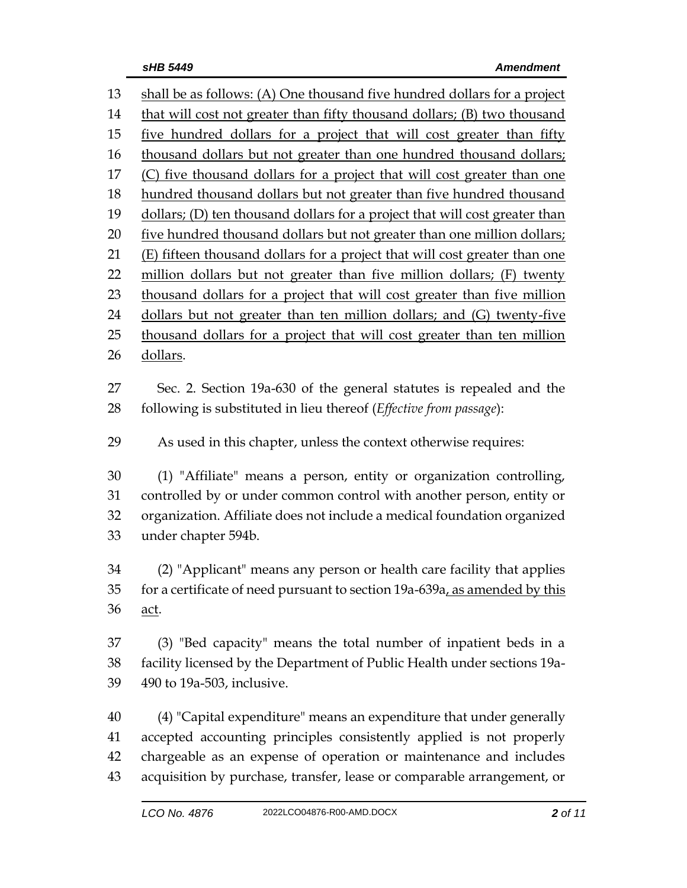shall be as follows: (A) One thousand five hundred dollars for a project that will cost not greater than fifty thousand dollars; (B) two thousand five hundred dollars for a project that will cost greater than fifty thousand dollars but not greater than one hundred thousand dollars; (C) five thousand dollars for a project that will cost greater than one hundred thousand dollars but not greater than five hundred thousand dollars; (D) ten thousand dollars for a project that will cost greater than five hundred thousand dollars but not greater than one million dollars; (E) fifteen thousand dollars for a project that will cost greater than one million dollars but not greater than five million dollars; (F) twenty thousand dollars for a project that will cost greater than five million dollars but not greater than ten million dollars; and (G) twenty-five thousand dollars for a project that will cost greater than ten million dollars.

Sec. 2. Section 19a-630 of the general statutes is repealed and the following is substituted in lieu thereof (*Effective from passage*):

As used in this chapter, unless the context otherwise requires:

(1) "Affiliate" means a person, entity or organization controlling, controlled by or under common control with another person, entity or organization. Affiliate does not include a medical foundation organized under chapter 594b.

(2) "Applicant" means any person or health care facility that applies for a certificate of need pursuant to section 19a-639a, as amended by this act.

(3) "Bed capacity" means the total number of inpatient beds in a facility licensed by the Department of Public Health under sections 19a-490 to 19a-503, inclusive.

(4) "Capital expenditure" means an expenditure that under generally accepted accounting principles consistently applied is not properly chargeable as an expense of operation or maintenance and includes acquisition by purchase, transfer, lease or comparable arrangement, or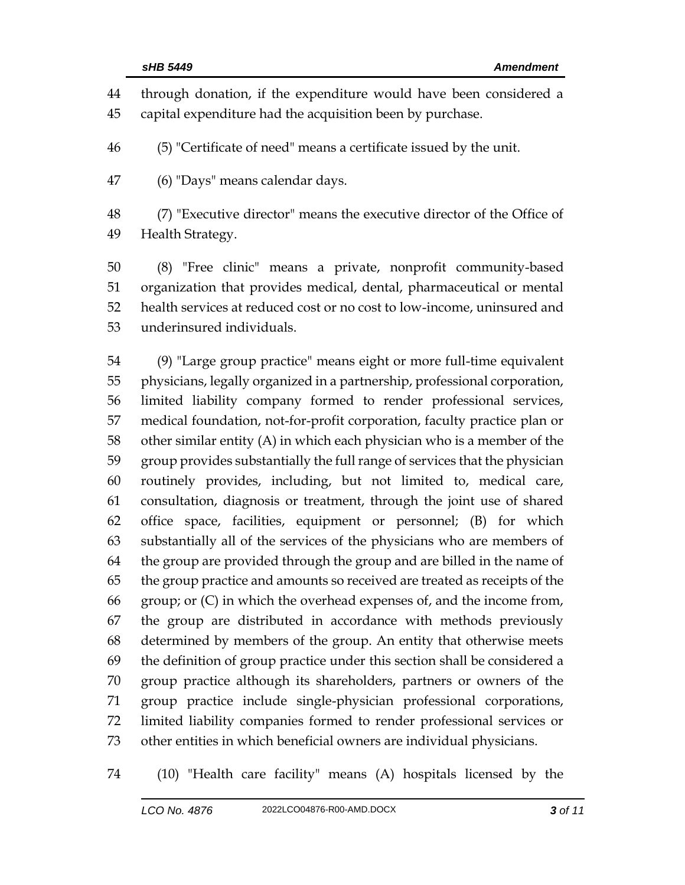through donation, if the expenditure would have been considered a capital expenditure had the acquisition been by purchase.

(5) "Certificate of need" means a certificate issued by the unit.

(6) "Days" means calendar days.

(7) "Executive director" means the executive director of the Office of Health Strategy.

(8) "Free clinic" means a private, nonprofit community-based organization that provides medical, dental, pharmaceutical or mental health services at reduced cost or no cost to low-income, uninsured and underinsured individuals.

(9) "Large group practice" means eight or more full-time equivalent physicians, legally organized in a partnership, professional corporation, limited liability company formed to render professional services, medical foundation, not-for-profit corporation, faculty practice plan or other similar entity (A) in which each physician who is a member of the group provides substantially the full range of services that the physician routinely provides, including, but not limited to, medical care, consultation, diagnosis or treatment, through the joint use of shared office space, facilities, equipment or personnel; (B) for which substantially all of the services of the physicians who are members of the group are provided through the group and are billed in the name of the group practice and amounts so received are treated as receipts of the group; or (C) in which the overhead expenses of, and the income from, the group are distributed in accordance with methods previously determined by members of the group. An entity that otherwise meets the definition of group practice under this section shall be considered a group practice although its shareholders, partners or owners of the group practice include single-physician professional corporations, limited liability companies formed to render professional services or other entities in which beneficial owners are individual physicians.

(10) "Health care facility" means (A) hospitals licensed by the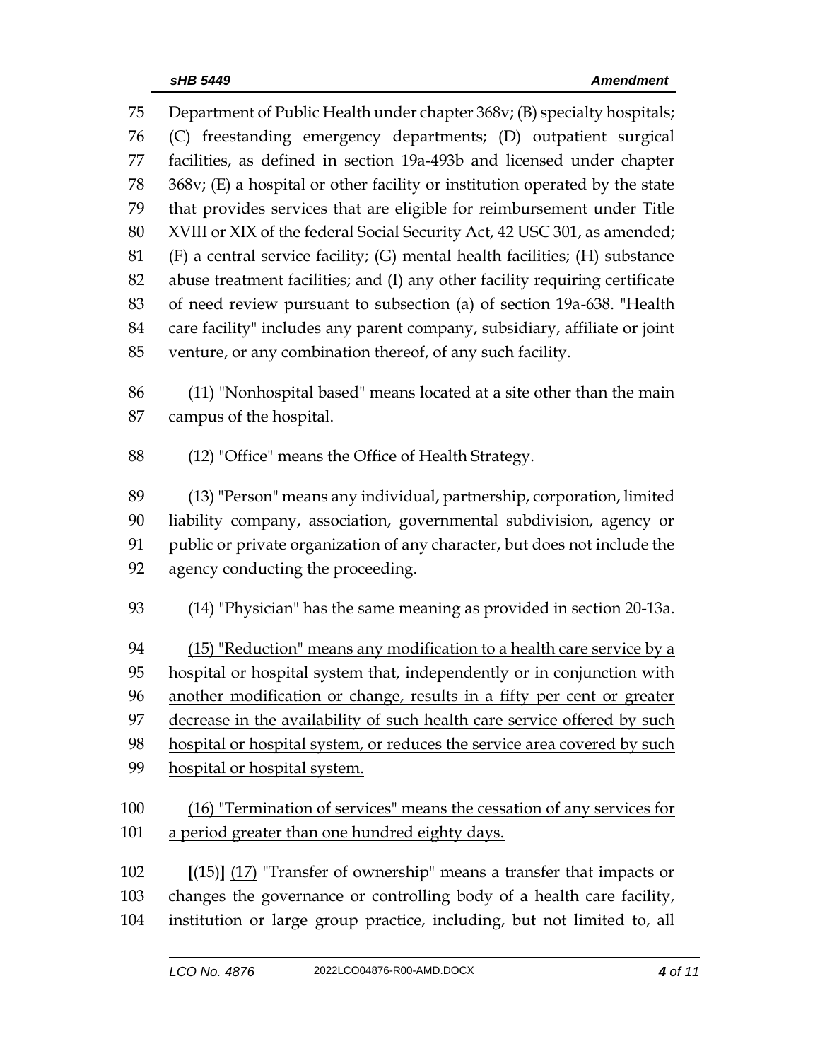75 Department of Public Health under chapter 368v; (B) specialty hospitals;
76 (C) freestanding emergency departments; (D) outpatient surgical
77 facilities, as defined in section 19a-493b and licensed under chapter
78 368v; (E) a hospital or other facility or institution operated by the state
79 that provides services that are eligible for reimbursement under Title
80 XVIII or XIX of the federal Social Security Act, 42 USC 301, as amended;
81 (F) a central service facility; (G) mental health facilities; (H) substance
82 abuse treatment facilities; and (I) any other facility requiring certificate
83 of need review pursuant to subsection (a) of section 19a-638. "Health
84 care facility" includes any parent company, subsidiary, affiliate or joint
85 venture, or any combination thereof, of any such facility.

86 (11) "Nonhospital based" means located at a site other than the main
87 campus of the hospital.

88 (12) "Office" means the Office of Health Strategy.

89 (13) "Person" means any individual, partnership, corporation, limited
90 liability company, association, governmental subdivision, agency or
91 public or private organization of any character, but does not include the
92 agency conducting the proceeding.

93 (14) "Physician" has the same meaning as provided in section 20-13a.

94 <u>(15) "Reduction" means any modification to a health care service by a</u>
95 <u>hospital or hospital system that, independently or in conjunction with</u>
96 <u>another modification or change, results in a fifty per cent or greater</u>
97 <u>decrease in the availability of such health care service offered by such</u>
98 <u>hospital or hospital system, or reduces the service area covered by such</u>
99 <u>hospital or hospital system.</u>

100 <u>(16) "Termination of services" means the cessation of any services for</u>
101 <u>a period greater than one hundred eighty days.</u>

102 **[**(15)**]** <u>(17)</u> "Transfer of ownership" means a transfer that impacts or
103 changes the governance or controlling body of a health care facility,
104 institution or large group practice, including, but not limited to, all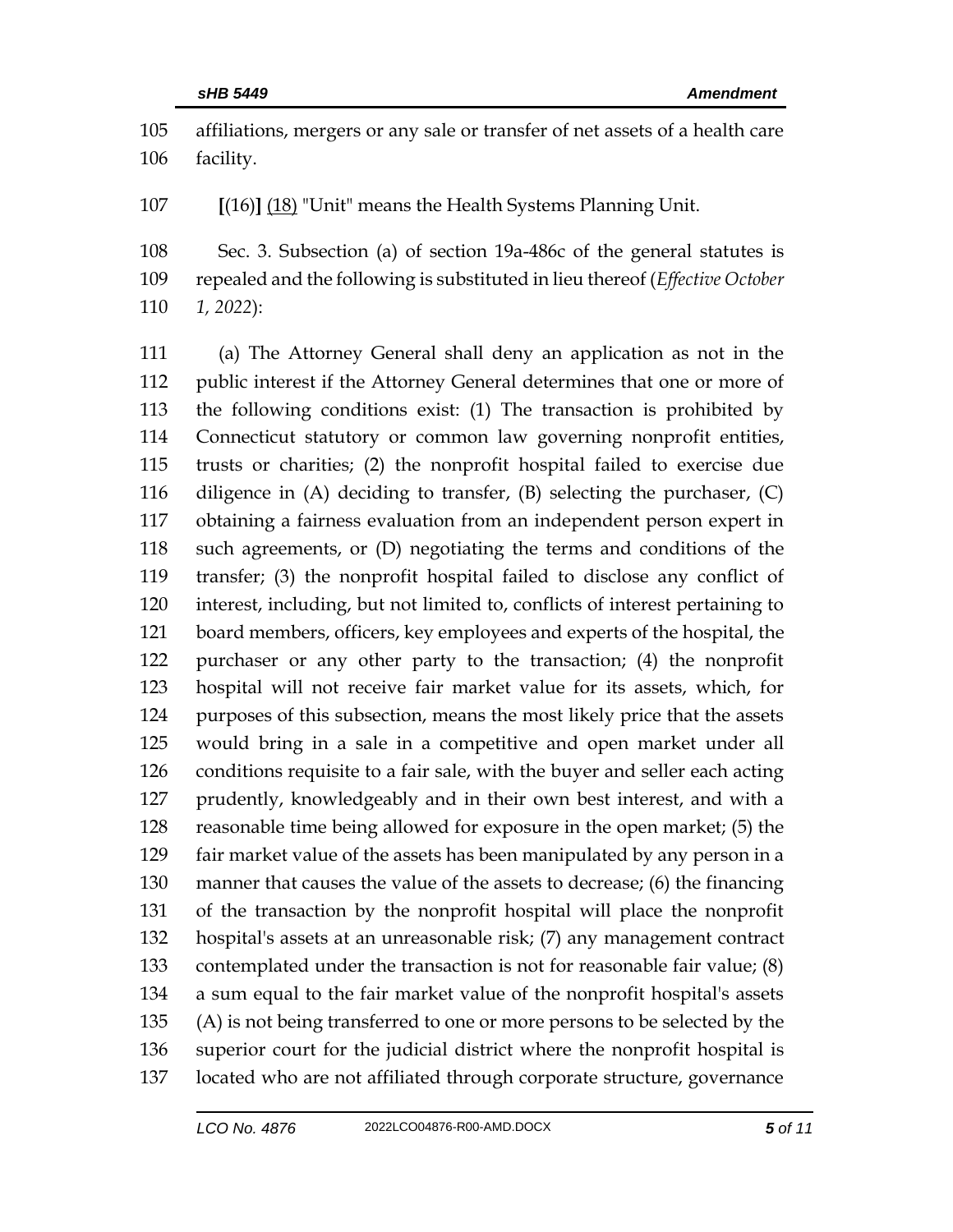affiliations, mergers or any sale or transfer of net assets of a health care facility.

[(16)] (18) "Unit" means the Health Systems Planning Unit.

Sec. 3. Subsection (a) of section 19a-486c of the general statutes is repealed and the following is substituted in lieu thereof (*Effective October 1, 2022*):

(a) The Attorney General shall deny an application as not in the public interest if the Attorney General determines that one or more of the following conditions exist: (1) The transaction is prohibited by Connecticut statutory or common law governing nonprofit entities, trusts or charities; (2) the nonprofit hospital failed to exercise due diligence in (A) deciding to transfer, (B) selecting the purchaser, (C) obtaining a fairness evaluation from an independent person expert in such agreements, or (D) negotiating the terms and conditions of the transfer; (3) the nonprofit hospital failed to disclose any conflict of interest, including, but not limited to, conflicts of interest pertaining to board members, officers, key employees and experts of the hospital, the purchaser or any other party to the transaction; (4) the nonprofit hospital will not receive fair market value for its assets, which, for purposes of this subsection, means the most likely price that the assets would bring in a sale in a competitive and open market under all conditions requisite to a fair sale, with the buyer and seller each acting prudently, knowledgeably and in their own best interest, and with a reasonable time being allowed for exposure in the open market; (5) the fair market value of the assets has been manipulated by any person in a manner that causes the value of the assets to decrease; (6) the financing of the transaction by the nonprofit hospital will place the nonprofit hospital's assets at an unreasonable risk; (7) any management contract contemplated under the transaction is not for reasonable fair value; (8) a sum equal to the fair market value of the nonprofit hospital's assets (A) is not being transferred to one or more persons to be selected by the superior court for the judicial district where the nonprofit hospital is located who are not affiliated through corporate structure, governance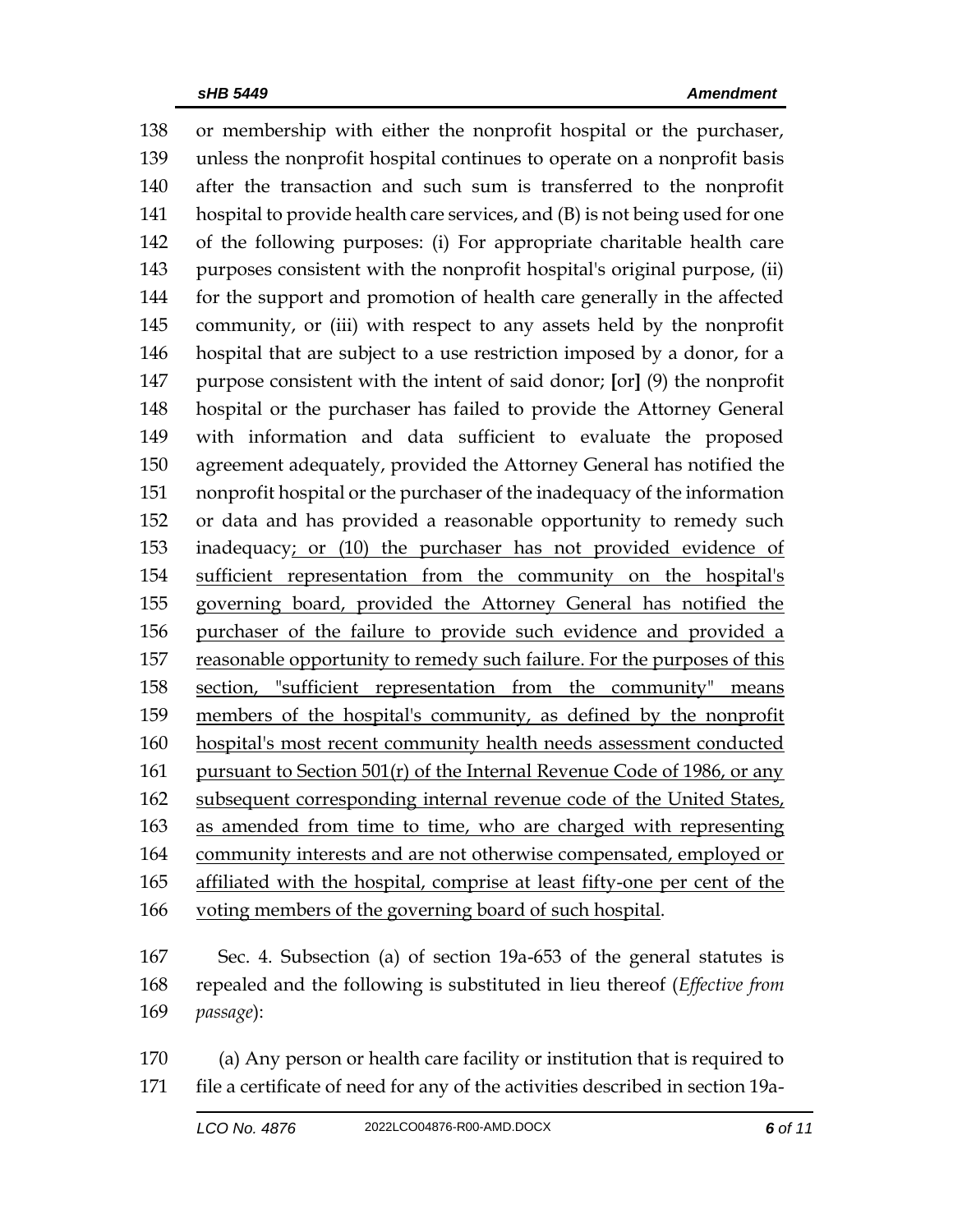138 or membership with either the nonprofit hospital or the purchaser, 139 unless the nonprofit hospital continues to operate on a nonprofit basis 140 after the transaction and such sum is transferred to the nonprofit 141 hospital to provide health care services, and (B) is not being used for one 142 of the following purposes: (i) For appropriate charitable health care 143 purposes consistent with the nonprofit hospital's original purpose, (ii) 144 for the support and promotion of health care generally in the affected 145 community, or (iii) with respect to any assets held by the nonprofit 146 hospital that are subject to a use restriction imposed by a donor, for a 147 purpose consistent with the intent of said donor; **[**or**]** (9) the nonprofit 148 hospital or the purchaser has failed to provide the Attorney General 149 with information and data sufficient to evaluate the proposed 150 agreement adequately, provided the Attorney General has notified the 151 nonprofit hospital or the purchaser of the inadequacy of the information 152 or data and has provided a reasonable opportunity to remedy such 153 inadequacy<u>; or (10) the purchaser has not provided evidence of 154 sufficient representation from the community on the hospital's 155 governing board, provided the Attorney General has notified the 156 purchaser of the failure to provide such evidence and provided a 157 reasonable opportunity to remedy such failure. For the purposes of this 158 section, "sufficient representation from the community" means 159 members of the hospital's community, as defined by the nonprofit 160 hospital's most recent community health needs assessment conducted 161 pursuant to Section 501(r) of the Internal Revenue Code of 1986, or any 162 subsequent corresponding internal revenue code of the United States, 163 as amended from time to time, who are charged with representing 164 community interests and are not otherwise compensated, employed or 165 affiliated with the hospital, comprise at least fifty-one per cent of the 166 voting members of the governing board of such hospital</u>.

167 Sec. 4. Subsection (a) of section 19a-653 of the general statutes is 168 repealed and the following is substituted in lieu thereof (*Effective from* 169 *passage*):

170 (a) Any person or health care facility or institution that is required to 171 file a certificate of need for any of the activities described in section 19a-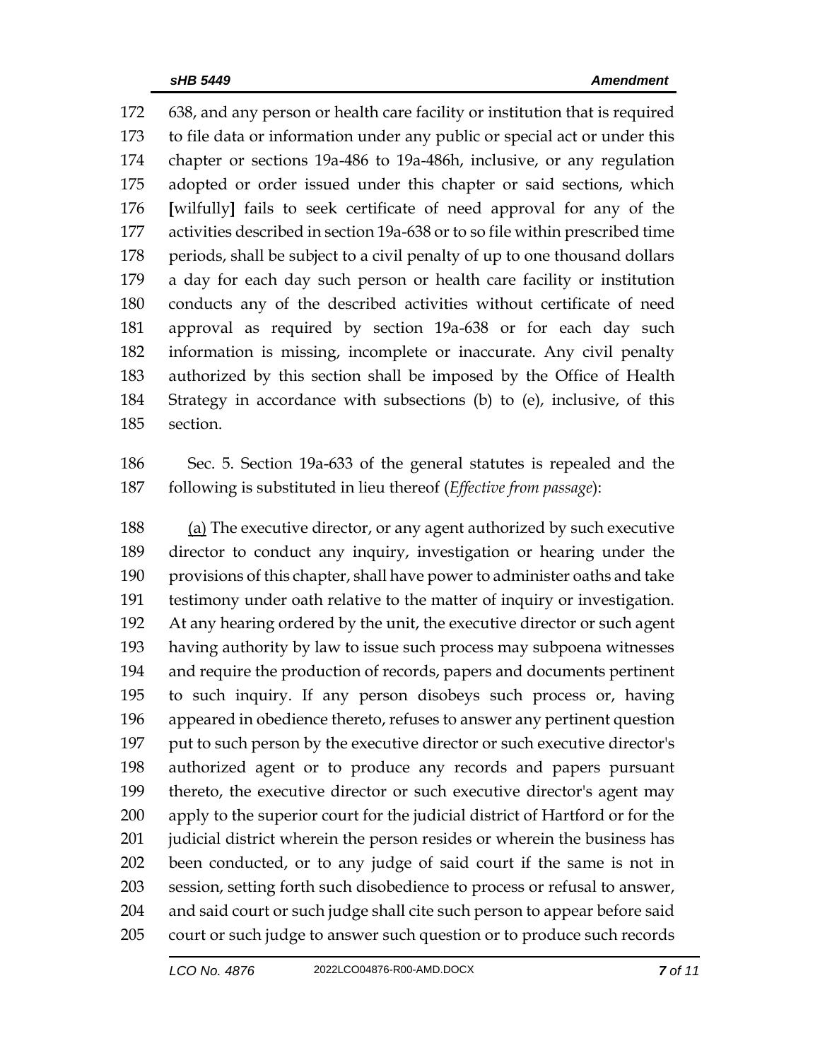638, and any person or health care facility or institution that is required to file data or information under any public or special act or under this chapter or sections 19a-486 to 19a-486h, inclusive, or any regulation adopted or order issued under this chapter or said sections, which **[**wilfully**]** fails to seek certificate of need approval for any of the activities described in section 19a-638 or to so file within prescribed time periods, shall be subject to a civil penalty of up to one thousand dollars a day for each day such person or health care facility or institution conducts any of the described activities without certificate of need approval as required by section 19a-638 or for each day such information is missing, incomplete or inaccurate. Any civil penalty authorized by this section shall be imposed by the Office of Health Strategy in accordance with subsections (b) to (e), inclusive, of this section.

Sec. 5. Section 19a-633 of the general statutes is repealed and the following is substituted in lieu thereof (*Effective from passage*):

<u>(a)</u> The executive director, or any agent authorized by such executive director to conduct any inquiry, investigation or hearing under the provisions of this chapter, shall have power to administer oaths and take testimony under oath relative to the matter of inquiry or investigation. At any hearing ordered by the unit, the executive director or such agent having authority by law to issue such process may subpoena witnesses and require the production of records, papers and documents pertinent to such inquiry. If any person disobeys such process or, having appeared in obedience thereto, refuses to answer any pertinent question put to such person by the executive director or such executive director's authorized agent or to produce any records and papers pursuant thereto, the executive director or such executive director's agent may apply to the superior court for the judicial district of Hartford or for the judicial district wherein the person resides or wherein the business has been conducted, or to any judge of said court if the same is not in session, setting forth such disobedience to process or refusal to answer, and said court or such judge shall cite such person to appear before said court or such judge to answer such question or to produce such records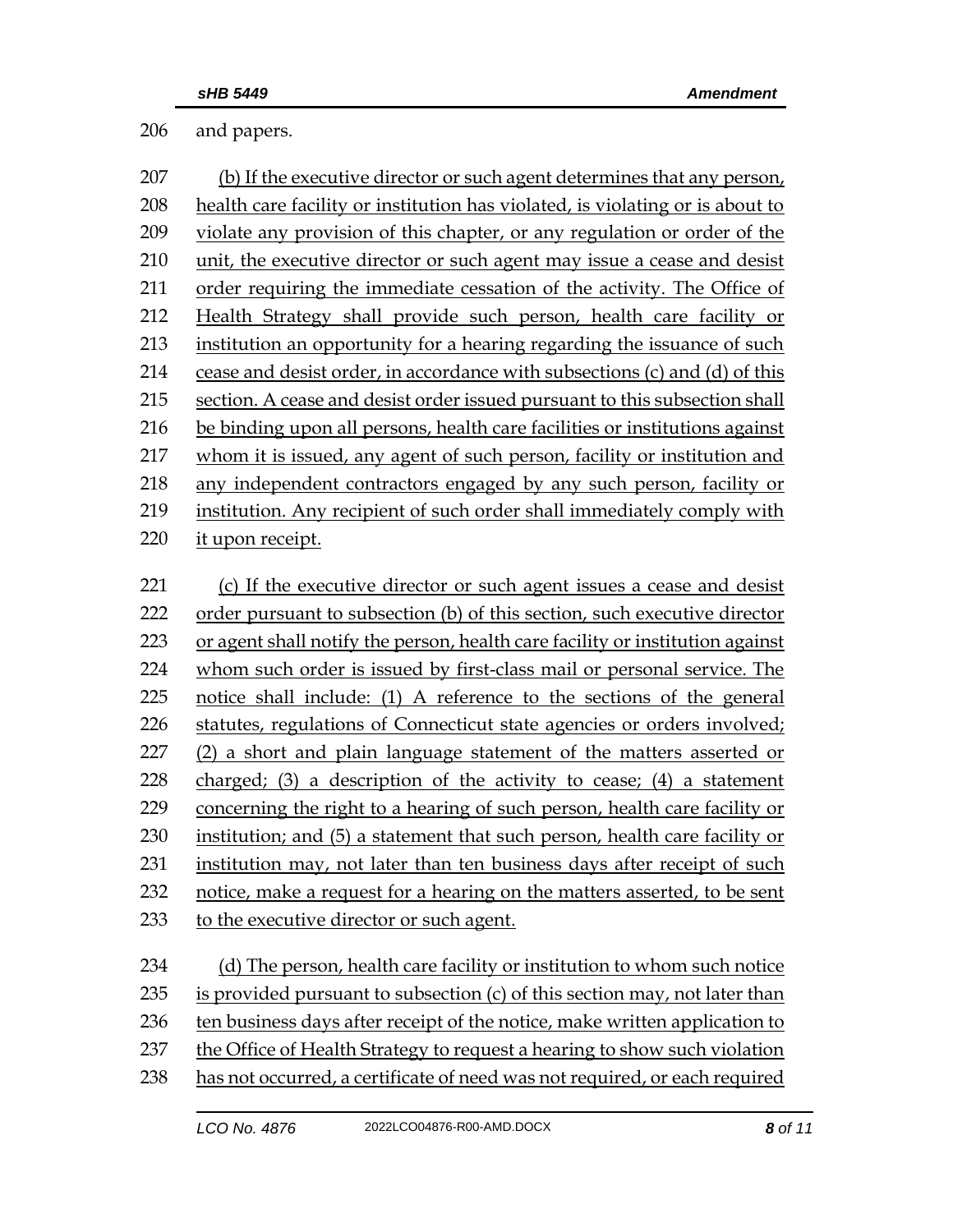and papers.

(b) If the executive director or such agent determines that any person, health care facility or institution has violated, is violating or is about to violate any provision of this chapter, or any regulation or order of the unit, the executive director or such agent may issue a cease and desist order requiring the immediate cessation of the activity. The Office of Health Strategy shall provide such person, health care facility or institution an opportunity for a hearing regarding the issuance of such cease and desist order, in accordance with subsections (c) and (d) of this section. A cease and desist order issued pursuant to this subsection shall be binding upon all persons, health care facilities or institutions against whom it is issued, any agent of such person, facility or institution and any independent contractors engaged by any such person, facility or institution. Any recipient of such order shall immediately comply with it upon receipt.

(c) If the executive director or such agent issues a cease and desist order pursuant to subsection (b) of this section, such executive director or agent shall notify the person, health care facility or institution against whom such order is issued by first-class mail or personal service. The notice shall include: (1) A reference to the sections of the general statutes, regulations of Connecticut state agencies or orders involved; (2) a short and plain language statement of the matters asserted or charged; (3) a description of the activity to cease; (4) a statement concerning the right to a hearing of such person, health care facility or institution; and (5) a statement that such person, health care facility or institution may, not later than ten business days after receipt of such notice, make a request for a hearing on the matters asserted, to be sent to the executive director or such agent.

(d) The person, health care facility or institution to whom such notice is provided pursuant to subsection (c) of this section may, not later than ten business days after receipt of the notice, make written application to the Office of Health Strategy to request a hearing to show such violation has not occurred, a certificate of need was not required, or each required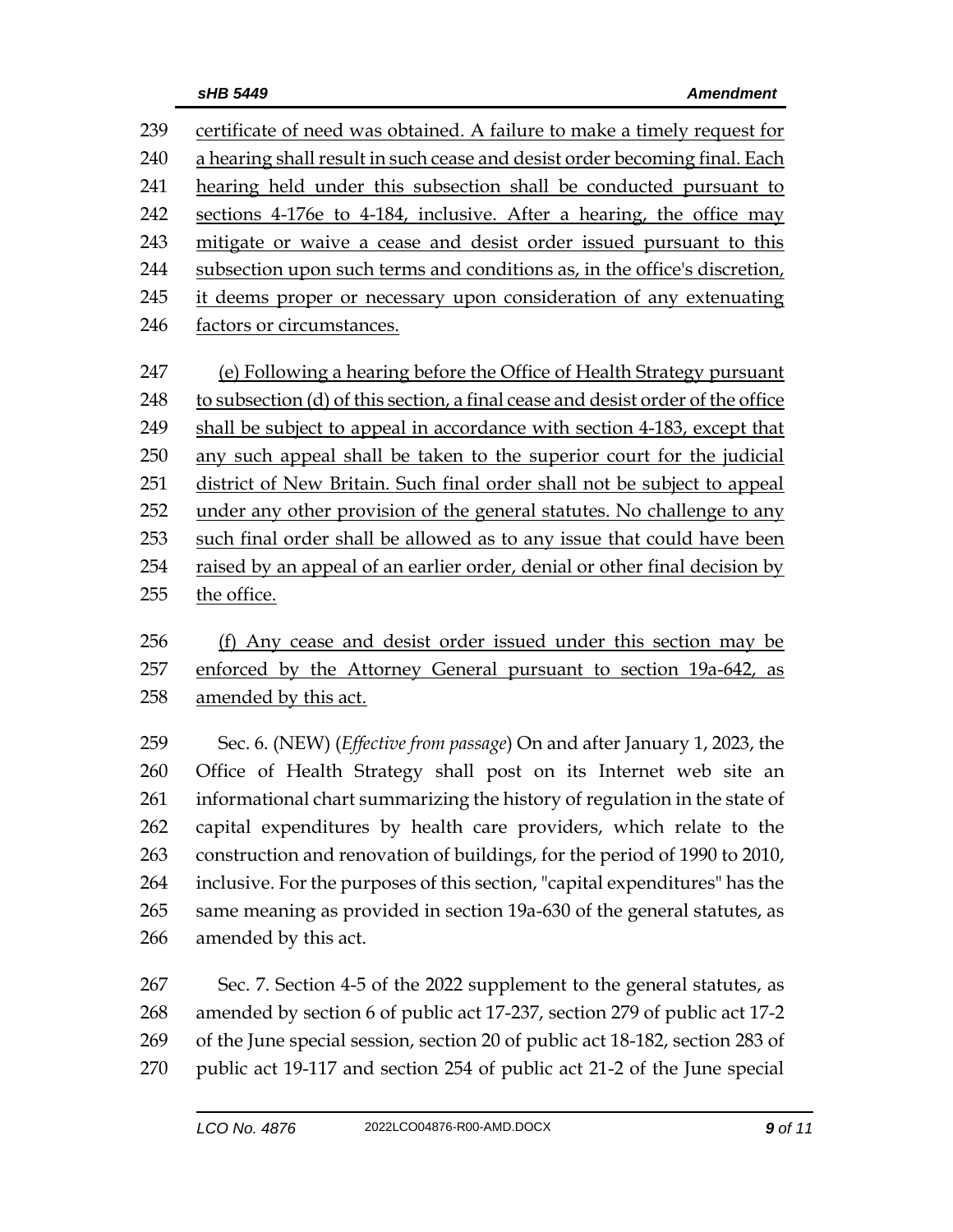certificate of need was obtained. A failure to make a timely request for a hearing shall result in such cease and desist order becoming final. Each hearing held under this subsection shall be conducted pursuant to sections 4-176e to 4-184, inclusive. After a hearing, the office may mitigate or waive a cease and desist order issued pursuant to this subsection upon such terms and conditions as, in the office's discretion, it deems proper or necessary upon consideration of any extenuating factors or circumstances.

(e) Following a hearing before the Office of Health Strategy pursuant to subsection (d) of this section, a final cease and desist order of the office shall be subject to appeal in accordance with section 4-183, except that any such appeal shall be taken to the superior court for the judicial district of New Britain. Such final order shall not be subject to appeal under any other provision of the general statutes. No challenge to any such final order shall be allowed as to any issue that could have been raised by an appeal of an earlier order, denial or other final decision by the office.

(f) Any cease and desist order issued under this section may be enforced by the Attorney General pursuant to section 19a-642, as amended by this act.

Sec. 6. (NEW) (*Effective from passage*) On and after January 1, 2023, the Office of Health Strategy shall post on its Internet web site an informational chart summarizing the history of regulation in the state of capital expenditures by health care providers, which relate to the construction and renovation of buildings, for the period of 1990 to 2010, inclusive. For the purposes of this section, "capital expenditures" has the same meaning as provided in section 19a-630 of the general statutes, as amended by this act.

Sec. 7. Section 4-5 of the 2022 supplement to the general statutes, as amended by section 6 of public act 17-237, section 279 of public act 17-2 of the June special session, section 20 of public act 18-182, section 283 of public act 19-117 and section 254 of public act 21-2 of the June special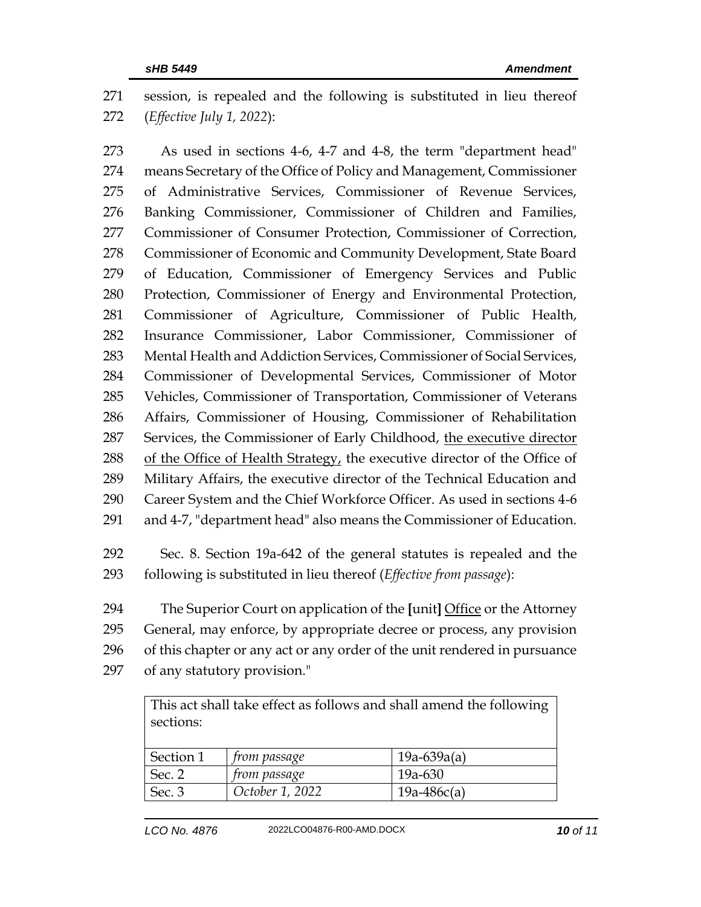271 session, is repealed and the following is substituted in lieu thereof
272 (*Effective July 1, 2022*):

273 As used in sections 4-6, 4-7 and 4-8, the term "department head"
274 means Secretary of the Office of Policy and Management, Commissioner
275 of Administrative Services, Commissioner of Revenue Services,
276 Banking Commissioner, Commissioner of Children and Families,
277 Commissioner of Consumer Protection, Commissioner of Correction,
278 Commissioner of Economic and Community Development, State Board
279 of Education, Commissioner of Emergency Services and Public
280 Protection, Commissioner of Energy and Environmental Protection,
281 Commissioner of Agriculture, Commissioner of Public Health,
282 Insurance Commissioner, Labor Commissioner, Commissioner of
283 Mental Health and Addiction Services, Commissioner of Social Services,
284 Commissioner of Developmental Services, Commissioner of Motor
285 Vehicles, Commissioner of Transportation, Commissioner of Veterans
286 Affairs, Commissioner of Housing, Commissioner of Rehabilitation
287 Services, the Commissioner of Early Childhood, <u>the executive director</u>
288 <u>of the Office of Health Strategy,</u> the executive director of the Office of
289 Military Affairs, the executive director of the Technical Education and
290 Career System and the Chief Workforce Officer. As used in sections 4-6
291 and 4-7, "department head" also means the Commissioner of Education.

292 Sec. 8. Section 19a-642 of the general statutes is repealed and the
293 following is substituted in lieu thereof (*Effective from passage*):

294 The Superior Court on application of the **[**unit**]** <u>Office</u> or the Attorney
295 General, may enforce, by appropriate decree or process, any provision
296 of this chapter or any act or any order of the unit rendered in pursuance
297 of any statutory provision."

| This act shall take effect as follows and shall amend the following sections: | | |
|---|---|---|
| Section 1 | *from passage* | 19a-639a(a) |
| Sec. 2 | *from passage* | 19a-630 |
| Sec. 3 | *October 1, 2022* | 19a-486c(a) |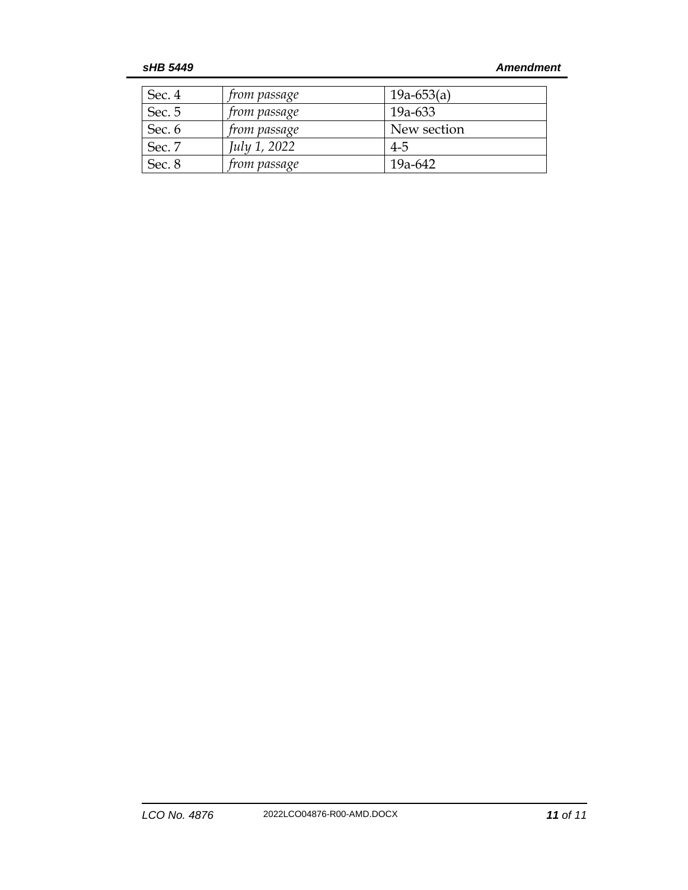| | | |
|---|---|---|
| Sec. 4 | *from passage* | 19a-653(a) |
| Sec. 5 | *from passage* | 19a-633 |
| Sec. 6 | *from passage* | New section |
| Sec. 7 | *July 1, 2022* | 4-5 |
| Sec. 8 | *from passage* | 19a-642 |